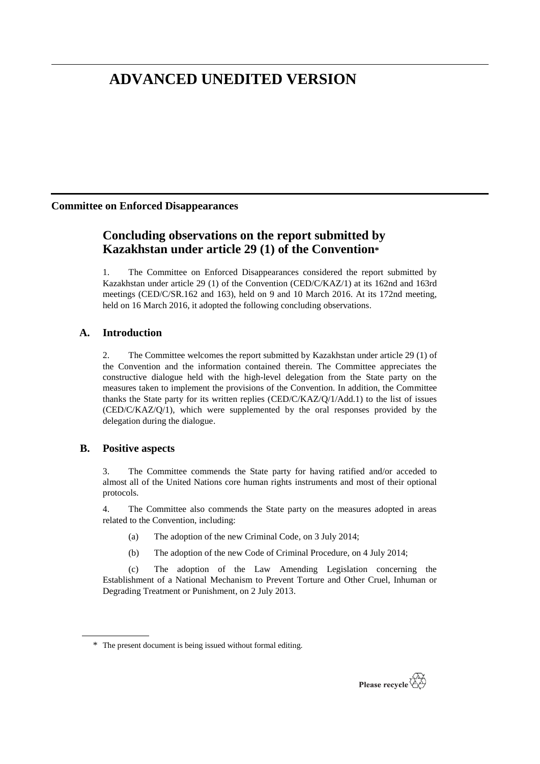# ADVANCED UNEDITED VERSION

**Committee on Enforced Disappearances**

## Concluding observations on the report submitted by Kazakhstan under article 29 (1) of the Convention*

1. The Committee on Enforced Disappearances considered the report submitted by Kazakhstan under article 29 (1) of the Convention (CED/C/KAZ/1) at its 162nd and 163rd meetings (CED/C/SR.162 and 163), held on 9 and 10 March 2016. At its 172nd meeting, held on 16 March 2016, it adopted the following concluding observations.

### A. Introduction

2. The Committee welcomes the report submitted by Kazakhstan under article 29 (1) of the Convention and the information contained therein. The Committee appreciates the constructive dialogue held with the high-level delegation from the State party on the measures taken to implement the provisions of the Convention. In addition, the Committee thanks the State party for its written replies (CED/C/KAZ/Q/1/Add.1) to the list of issues (CED/C/KAZ/Q/1), which were supplemented by the oral responses provided by the delegation during the dialogue.

### B. Positive aspects

3. The Committee commends the State party for having ratified and/or acceded to almost all of the United Nations core human rights instruments and most of their optional protocols.

4. The Committee also commends the State party on the measures adopted in areas related to the Convention, including:

(a) The adoption of the new Criminal Code, on 3 July 2014;

(b) The adoption of the new Code of Criminal Procedure, on 4 July 2014;

(c) The adoption of the Law Amending Legislation concerning the Establishment of a National Mechanism to Prevent Torture and Other Cruel, Inhuman or Degrading Treatment or Punishment, on 2 July 2013.

* The present document is being issued without formal editing.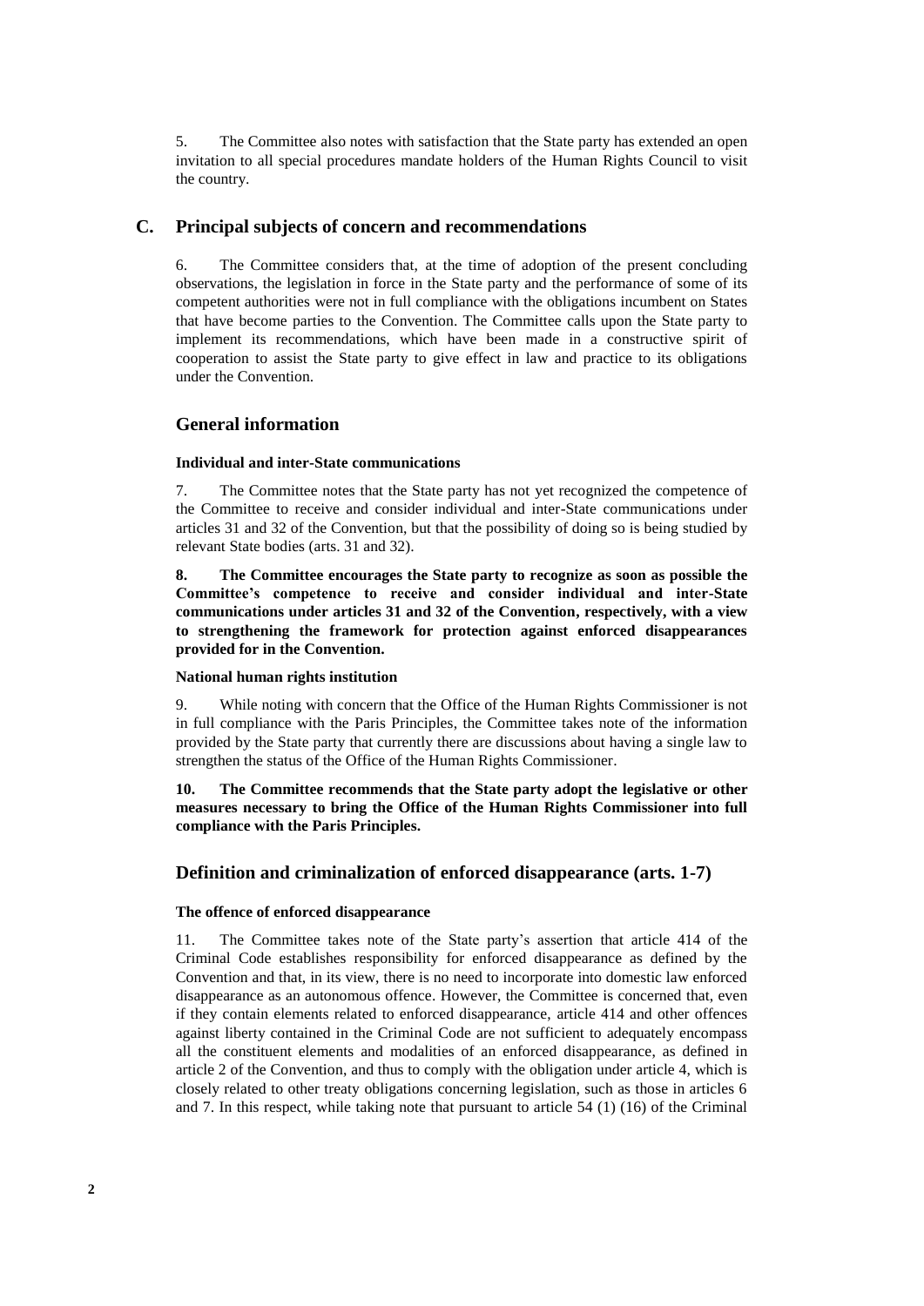5. The Committee also notes with satisfaction that the State party has extended an open invitation to all special procedures mandate holders of the Human Rights Council to visit the country.

## C. Principal subjects of concern and recommendations

6. The Committee considers that, at the time of adoption of the present concluding observations, the legislation in force in the State party and the performance of some of its competent authorities were not in full compliance with the obligations incumbent on States that have become parties to the Convention. The Committee calls upon the State party to implement its recommendations, which have been made in a constructive spirit of cooperation to assist the State party to give effect in law and practice to its obligations under the Convention.

### General information

#### Individual and inter-State communications

7. The Committee notes that the State party has not yet recognized the competence of the Committee to receive and consider individual and inter-State communications under articles 31 and 32 of the Convention, but that the possibility of doing so is being studied by relevant State bodies (arts. 31 and 32).

**8. The Committee encourages the State party to recognize as soon as possible the Committee's competence to receive and consider individual and inter-State communications under articles 31 and 32 of the Convention, respectively, with a view to strengthening the framework for protection against enforced disappearances provided for in the Convention.**

#### National human rights institution

9. While noting with concern that the Office of the Human Rights Commissioner is not in full compliance with the Paris Principles, the Committee takes note of the information provided by the State party that currently there are discussions about having a single law to strengthen the status of the Office of the Human Rights Commissioner.

**10. The Committee recommends that the State party adopt the legislative or other measures necessary to bring the Office of the Human Rights Commissioner into full compliance with the Paris Principles.**

### Definition and criminalization of enforced disappearance (arts. 1-7)

#### The offence of enforced disappearance

11. The Committee takes note of the State party's assertion that article 414 of the Criminal Code establishes responsibility for enforced disappearance as defined by the Convention and that, in its view, there is no need to incorporate into domestic law enforced disappearance as an autonomous offence. However, the Committee is concerned that, even if they contain elements related to enforced disappearance, article 414 and other offences against liberty contained in the Criminal Code are not sufficient to adequately encompass all the constituent elements and modalities of an enforced disappearance, as defined in article 2 of the Convention, and thus to comply with the obligation under article 4, which is closely related to other treaty obligations concerning legislation, such as those in articles 6 and 7. In this respect, while taking note that pursuant to article 54 (1) (16) of the Criminal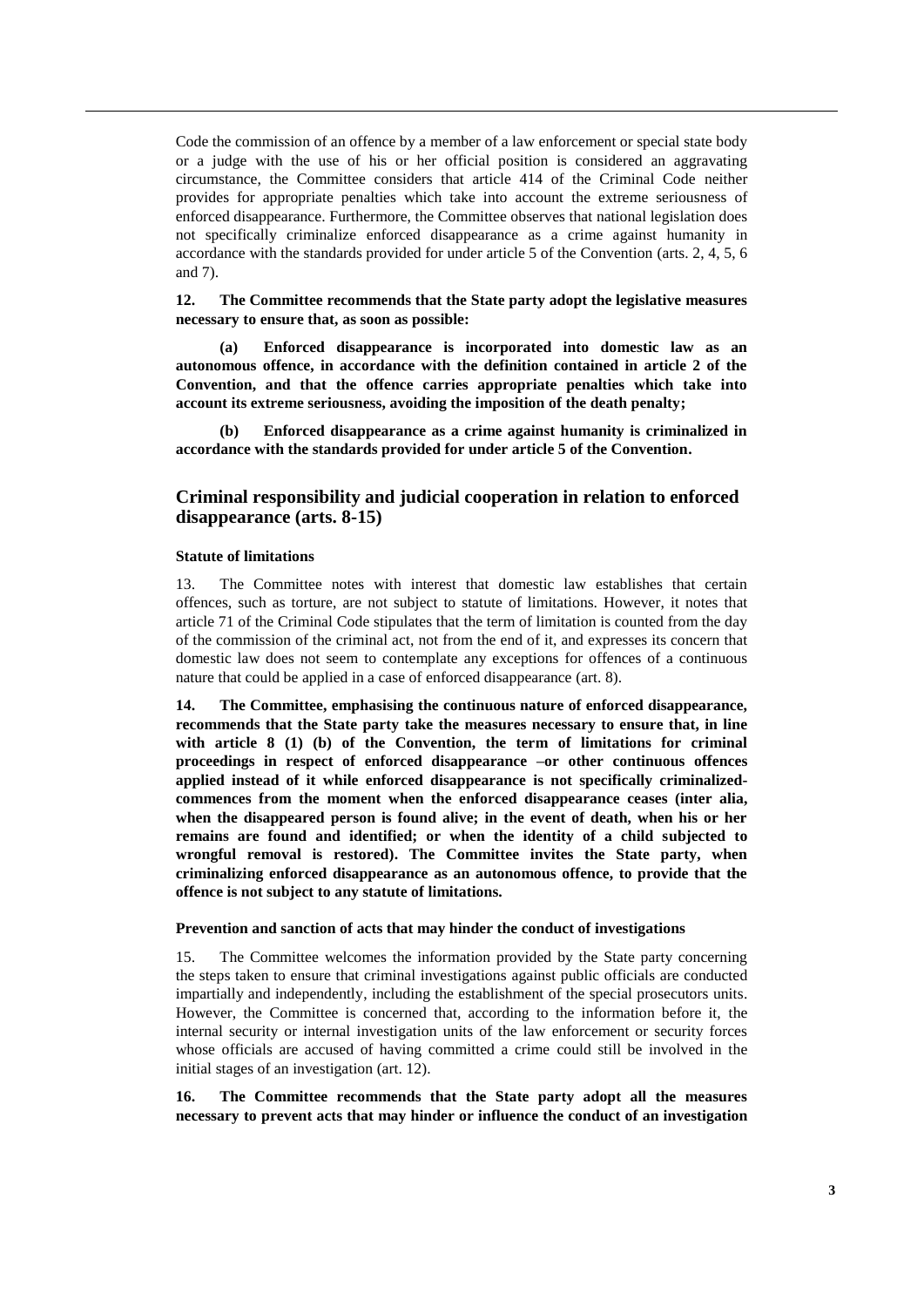Code the commission of an offence by a member of a law enforcement or special state body or a judge with the use of his or her official position is considered an aggravating circumstance, the Committee considers that article 414 of the Criminal Code neither provides for appropriate penalties which take into account the extreme seriousness of enforced disappearance. Furthermore, the Committee observes that national legislation does not specifically criminalize enforced disappearance as a crime against humanity in accordance with the standards provided for under article 5 of the Convention (arts. 2, 4, 5, 6 and 7).

**12. The Committee recommends that the State party adopt the legislative measures necessary to ensure that, as soon as possible:**

**(a) Enforced disappearance is incorporated into domestic law as an autonomous offence, in accordance with the definition contained in article 2 of the Convention, and that the offence carries appropriate penalties which take into account its extreme seriousness, avoiding the imposition of the death penalty;**

**(b) Enforced disappearance as a crime against humanity is criminalized in accordance with the standards provided for under article 5 of the Convention.**

## Criminal responsibility and judicial cooperation in relation to enforced disappearance (arts. 8-15)

### Statute of limitations

13. The Committee notes with interest that domestic law establishes that certain offences, such as torture, are not subject to statute of limitations. However, it notes that article 71 of the Criminal Code stipulates that the term of limitation is counted from the day of the commission of the criminal act, not from the end of it, and expresses its concern that domestic law does not seem to contemplate any exceptions for offences of a continuous nature that could be applied in a case of enforced disappearance (art. 8).

**14. The Committee, emphasising the continuous nature of enforced disappearance, recommends that the State party take the measures necessary to ensure that, in line with article 8 (1) (b) of the Convention, the term of limitations for criminal proceedings in respect of enforced disappearance –or other continuous offences applied instead of it while enforced disappearance is not specifically criminalized- commences from the moment when the enforced disappearance ceases (inter alia, when the disappeared person is found alive; in the event of death, when his or her remains are found and identified; or when the identity of a child subjected to wrongful removal is restored). The Committee invites the State party, when criminalizing enforced disappearance as an autonomous offence, to provide that the offence is not subject to any statute of limitations.**

### Prevention and sanction of acts that may hinder the conduct of investigations

15. The Committee welcomes the information provided by the State party concerning the steps taken to ensure that criminal investigations against public officials are conducted impartially and independently, including the establishment of the special prosecutors units. However, the Committee is concerned that, according to the information before it, the internal security or internal investigation units of the law enforcement or security forces whose officials are accused of having committed a crime could still be involved in the initial stages of an investigation (art. 12).

**16. The Committee recommends that the State party adopt all the measures necessary to prevent acts that may hinder or influence the conduct of an investigation**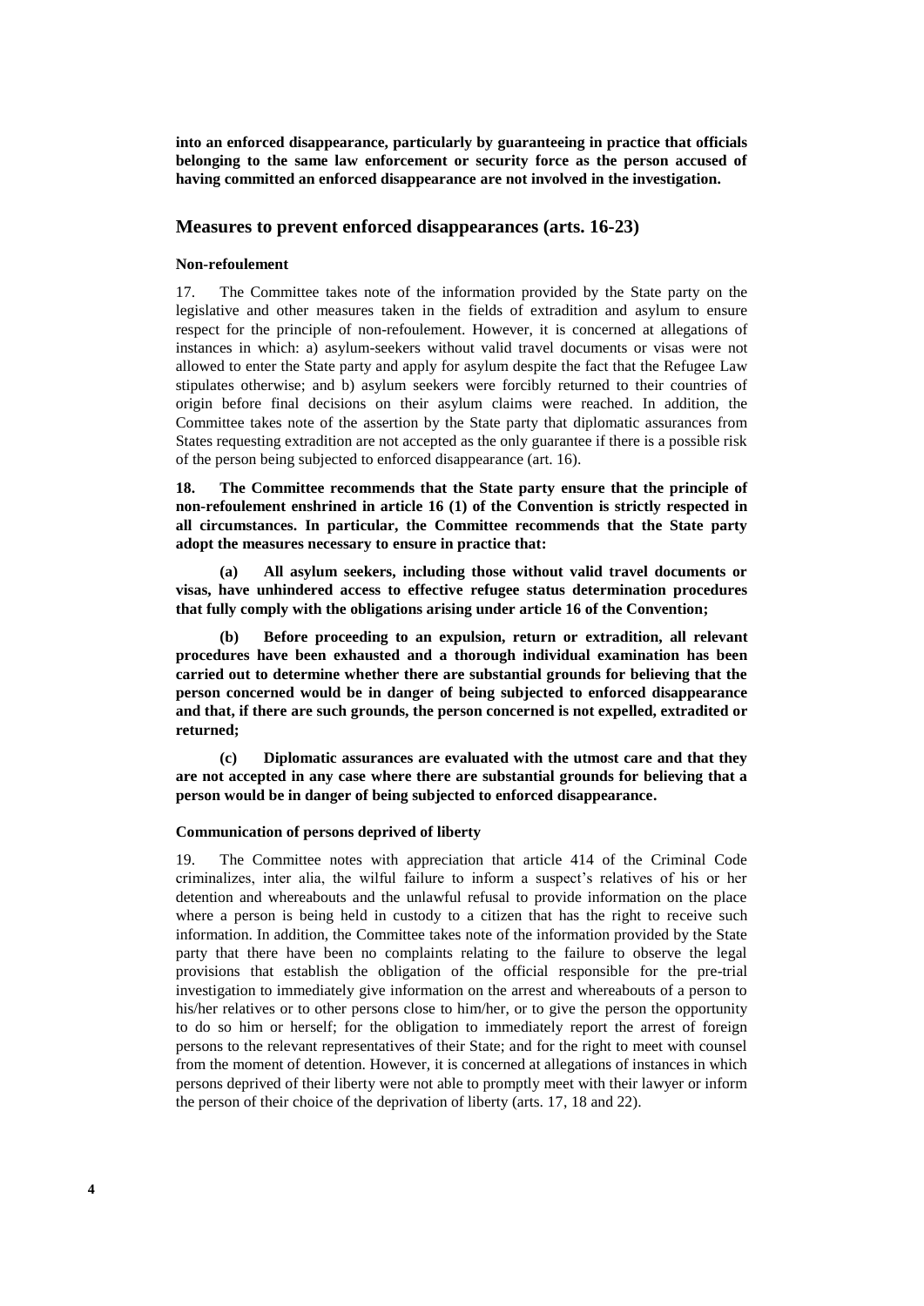**into an enforced disappearance, particularly by guaranteeing in practice that officials belonging to the same law enforcement or security force as the person accused of having committed an enforced disappearance are not involved in the investigation.**

## Measures to prevent enforced disappearances (arts. 16-23)

#### Non-refoulement

17. The Committee takes note of the information provided by the State party on the legislative and other measures taken in the fields of extradition and asylum to ensure respect for the principle of non-refoulement. However, it is concerned at allegations of instances in which: a) asylum-seekers without valid travel documents or visas were not allowed to enter the State party and apply for asylum despite the fact that the Refugee Law stipulates otherwise; and b) asylum seekers were forcibly returned to their countries of origin before final decisions on their asylum claims were reached. In addition, the Committee takes note of the assertion by the State party that diplomatic assurances from States requesting extradition are not accepted as the only guarantee if there is a possible risk of the person being subjected to enforced disappearance (art. 16).

**18. The Committee recommends that the State party ensure that the principle of non-refoulement enshrined in article 16 (1) of the Convention is strictly respected in all circumstances. In particular, the Committee recommends that the State party adopt the measures necessary to ensure in practice that:**

**(a) All asylum seekers, including those without valid travel documents or visas, have unhindered access to effective refugee status determination procedures that fully comply with the obligations arising under article 16 of the Convention;**

**(b) Before proceeding to an expulsion, return or extradition, all relevant procedures have been exhausted and a thorough individual examination has been carried out to determine whether there are substantial grounds for believing that the person concerned would be in danger of being subjected to enforced disappearance and that, if there are such grounds, the person concerned is not expelled, extradited or returned;**

**(c) Diplomatic assurances are evaluated with the utmost care and that they are not accepted in any case where there are substantial grounds for believing that a person would be in danger of being subjected to enforced disappearance.**

#### Communication of persons deprived of liberty

19. The Committee notes with appreciation that article 414 of the Criminal Code criminalizes, inter alia, the wilful failure to inform a suspect's relatives of his or her detention and whereabouts and the unlawful refusal to provide information on the place where a person is being held in custody to a citizen that has the right to receive such information. In addition, the Committee takes note of the information provided by the State party that there have been no complaints relating to the failure to observe the legal provisions that establish the obligation of the official responsible for the pre-trial investigation to immediately give information on the arrest and whereabouts of a person to his/her relatives or to other persons close to him/her, or to give the person the opportunity to do so him or herself; for the obligation to immediately report the arrest of foreign persons to the relevant representatives of their State; and for the right to meet with counsel from the moment of detention. However, it is concerned at allegations of instances in which persons deprived of their liberty were not able to promptly meet with their lawyer or inform the person of their choice of the deprivation of liberty (arts. 17, 18 and 22).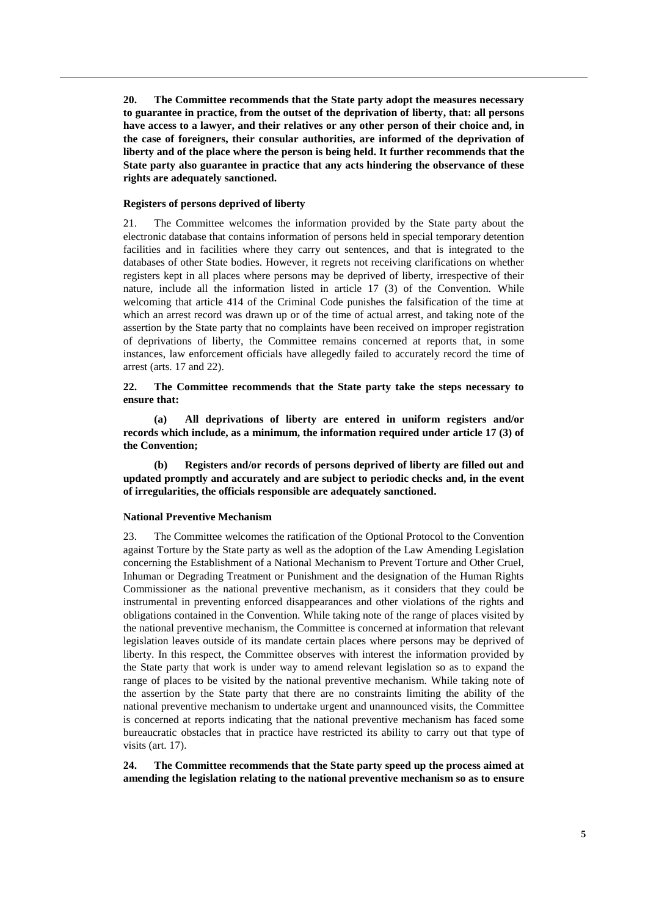**20. The Committee recommends that the State party adopt the measures necessary to guarantee in practice, from the outset of the deprivation of liberty, that: all persons have access to a lawyer, and their relatives or any other person of their choice and, in the case of foreigners, their consular authorities, are informed of the deprivation of liberty and of the place where the person is being held. It further recommends that the State party also guarantee in practice that any acts hindering the observance of these rights are adequately sanctioned.**

#### Registers of persons deprived of liberty

21. The Committee welcomes the information provided by the State party about the electronic database that contains information of persons held in special temporary detention facilities and in facilities where they carry out sentences, and that is integrated to the databases of other State bodies. However, it regrets not receiving clarifications on whether registers kept in all places where persons may be deprived of liberty, irrespective of their nature, include all the information listed in article 17 (3) of the Convention. While welcoming that article 414 of the Criminal Code punishes the falsification of the time at which an arrest record was drawn up or of the time of actual arrest, and taking note of the assertion by the State party that no complaints have been received on improper registration of deprivations of liberty, the Committee remains concerned at reports that, in some instances, law enforcement officials have allegedly failed to accurately record the time of arrest (arts. 17 and 22).

**22. The Committee recommends that the State party take the steps necessary to ensure that:**

**(a) All deprivations of liberty are entered in uniform registers and/or records which include, as a minimum, the information required under article 17 (3) of the Convention;**

**(b) Registers and/or records of persons deprived of liberty are filled out and updated promptly and accurately and are subject to periodic checks and, in the event of irregularities, the officials responsible are adequately sanctioned.**

#### National Preventive Mechanism

23. The Committee welcomes the ratification of the Optional Protocol to the Convention against Torture by the State party as well as the adoption of the Law Amending Legislation concerning the Establishment of a National Mechanism to Prevent Torture and Other Cruel, Inhuman or Degrading Treatment or Punishment and the designation of the Human Rights Commissioner as the national preventive mechanism, as it considers that they could be instrumental in preventing enforced disappearances and other violations of the rights and obligations contained in the Convention. While taking note of the range of places visited by the national preventive mechanism, the Committee is concerned at information that relevant legislation leaves outside of its mandate certain places where persons may be deprived of liberty. In this respect, the Committee observes with interest the information provided by the State party that work is under way to amend relevant legislation so as to expand the range of places to be visited by the national preventive mechanism. While taking note of the assertion by the State party that there are no constraints limiting the ability of the national preventive mechanism to undertake urgent and unannounced visits, the Committee is concerned at reports indicating that the national preventive mechanism has faced some bureaucratic obstacles that in practice have restricted its ability to carry out that type of visits (art. 17).

**24. The Committee recommends that the State party speed up the process aimed at amending the legislation relating to the national preventive mechanism so as to ensure**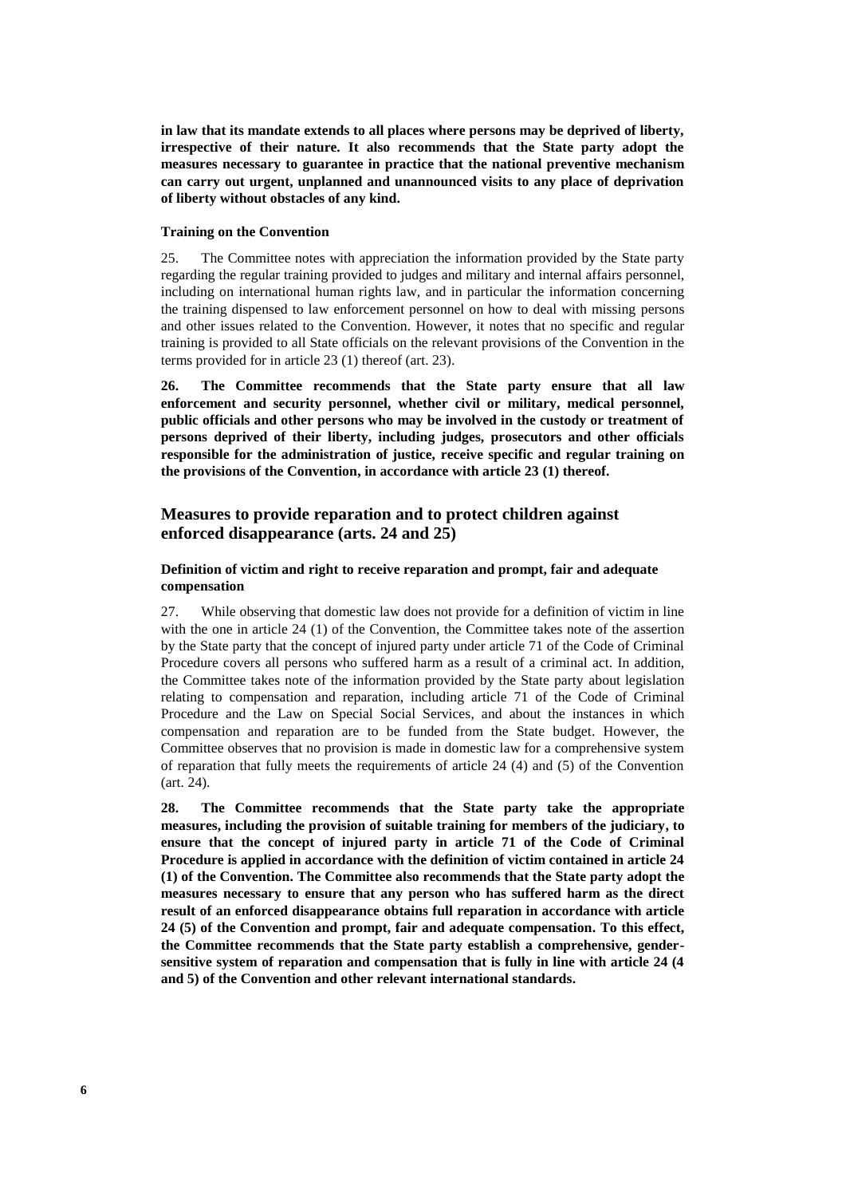**in law that its mandate extends to all places where persons may be deprived of liberty, irrespective of their nature. It also recommends that the State party adopt the measures necessary to guarantee in practice that the national preventive mechanism can carry out urgent, unplanned and unannounced visits to any place of deprivation of liberty without obstacles of any kind.**

#### Training on the Convention

25. The Committee notes with appreciation the information provided by the State party regarding the regular training provided to judges and military and internal affairs personnel, including on international human rights law, and in particular the information concerning the training dispensed to law enforcement personnel on how to deal with missing persons and other issues related to the Convention. However, it notes that no specific and regular training is provided to all State officials on the relevant provisions of the Convention in the terms provided for in article 23 (1) thereof (art. 23).

**26. The Committee recommends that the State party ensure that all law enforcement and security personnel, whether civil or military, medical personnel, public officials and other persons who may be involved in the custody or treatment of persons deprived of their liberty, including judges, prosecutors and other officials responsible for the administration of justice, receive specific and regular training on the provisions of the Convention, in accordance with article 23 (1) thereof.**

## Measures to provide reparation and to protect children against enforced disappearance (arts. 24 and 25)

#### Definition of victim and right to receive reparation and prompt, fair and adequate compensation

27. While observing that domestic law does not provide for a definition of victim in line with the one in article 24 (1) of the Convention, the Committee takes note of the assertion by the State party that the concept of injured party under article 71 of the Code of Criminal Procedure covers all persons who suffered harm as a result of a criminal act. In addition, the Committee takes note of the information provided by the State party about legislation relating to compensation and reparation, including article 71 of the Code of Criminal Procedure and the Law on Special Social Services, and about the instances in which compensation and reparation are to be funded from the State budget. However, the Committee observes that no provision is made in domestic law for a comprehensive system of reparation that fully meets the requirements of article 24 (4) and (5) of the Convention (art. 24).

**28. The Committee recommends that the State party take the appropriate measures, including the provision of suitable training for members of the judiciary, to ensure that the concept of injured party in article 71 of the Code of Criminal Procedure is applied in accordance with the definition of victim contained in article 24 (1) of the Convention. The Committee also recommends that the State party adopt the measures necessary to ensure that any person who has suffered harm as the direct result of an enforced disappearance obtains full reparation in accordance with article 24 (5) of the Convention and prompt, fair and adequate compensation. To this effect, the Committee recommends that the State party establish a comprehensive, gender-sensitive system of reparation and compensation that is fully in line with article 24 (4 and 5) of the Convention and other relevant international standards.**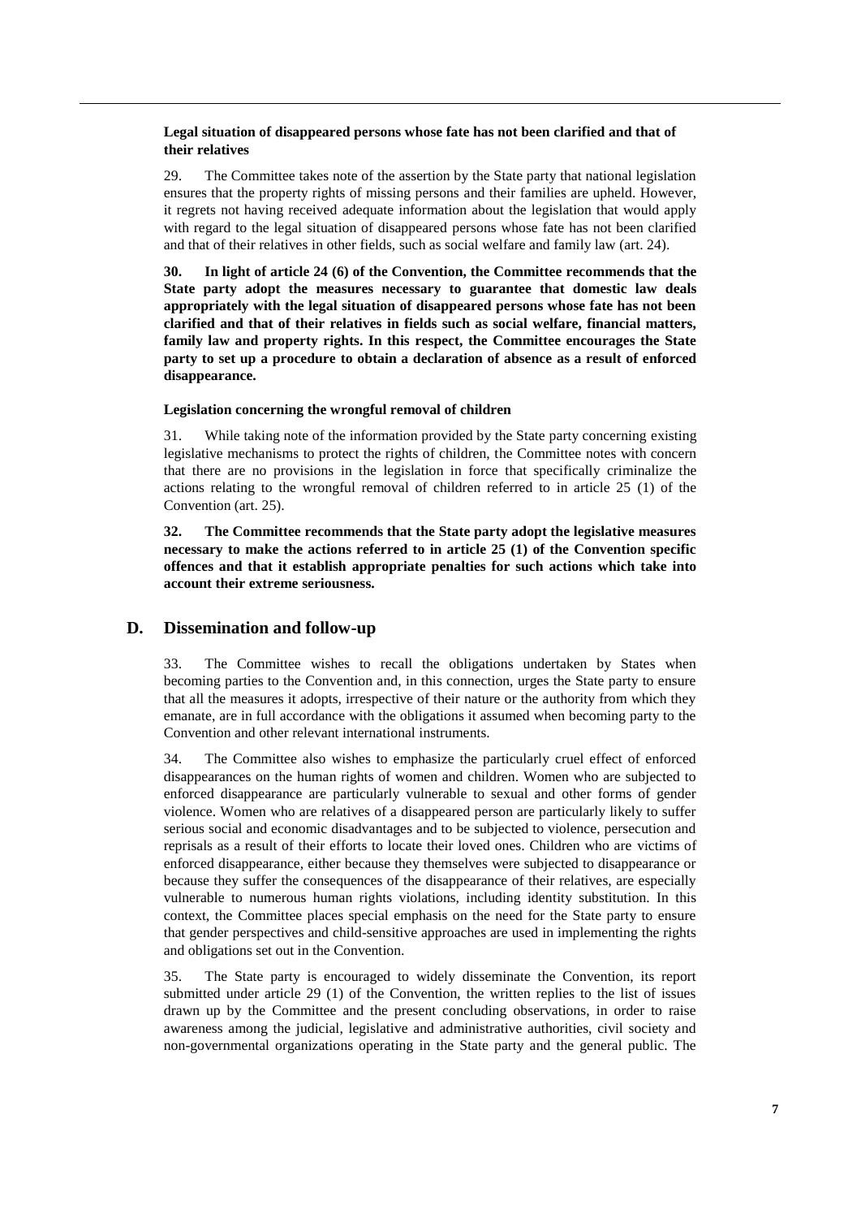**Legal situation of disappeared persons whose fate has not been clarified and that of their relatives**

29. The Committee takes note of the assertion by the State party that national legislation ensures that the property rights of missing persons and their families are upheld. However, it regrets not having received adequate information about the legislation that would apply with regard to the legal situation of disappeared persons whose fate has not been clarified and that of their relatives in other fields, such as social welfare and family law (art. 24).

**30. In light of article 24 (6) of the Convention, the Committee recommends that the State party adopt the measures necessary to guarantee that domestic law deals appropriately with the legal situation of disappeared persons whose fate has not been clarified and that of their relatives in fields such as social welfare, financial matters, family law and property rights. In this respect, the Committee encourages the State party to set up a procedure to obtain a declaration of absence as a result of enforced disappearance.**

**Legislation concerning the wrongful removal of children**

31. While taking note of the information provided by the State party concerning existing legislative mechanisms to protect the rights of children, the Committee notes with concern that there are no provisions in the legislation in force that specifically criminalize the actions relating to the wrongful removal of children referred to in article 25 (1) of the Convention (art. 25).

**32. The Committee recommends that the State party adopt the legislative measures necessary to make the actions referred to in article 25 (1) of the Convention specific offences and that it establish appropriate penalties for such actions which take into account their extreme seriousness.**

## D. Dissemination and follow-up

33. The Committee wishes to recall the obligations undertaken by States when becoming parties to the Convention and, in this connection, urges the State party to ensure that all the measures it adopts, irrespective of their nature or the authority from which they emanate, are in full accordance with the obligations it assumed when becoming party to the Convention and other relevant international instruments.

34. The Committee also wishes to emphasize the particularly cruel effect of enforced disappearances on the human rights of women and children. Women who are subjected to enforced disappearance are particularly vulnerable to sexual and other forms of gender violence. Women who are relatives of a disappeared person are particularly likely to suffer serious social and economic disadvantages and to be subjected to violence, persecution and reprisals as a result of their efforts to locate their loved ones. Children who are victims of enforced disappearance, either because they themselves were subjected to disappearance or because they suffer the consequences of the disappearance of their relatives, are especially vulnerable to numerous human rights violations, including identity substitution. In this context, the Committee places special emphasis on the need for the State party to ensure that gender perspectives and child-sensitive approaches are used in implementing the rights and obligations set out in the Convention.

35. The State party is encouraged to widely disseminate the Convention, its report submitted under article 29 (1) of the Convention, the written replies to the list of issues drawn up by the Committee and the present concluding observations, in order to raise awareness among the judicial, legislative and administrative authorities, civil society and non-governmental organizations operating in the State party and the general public. The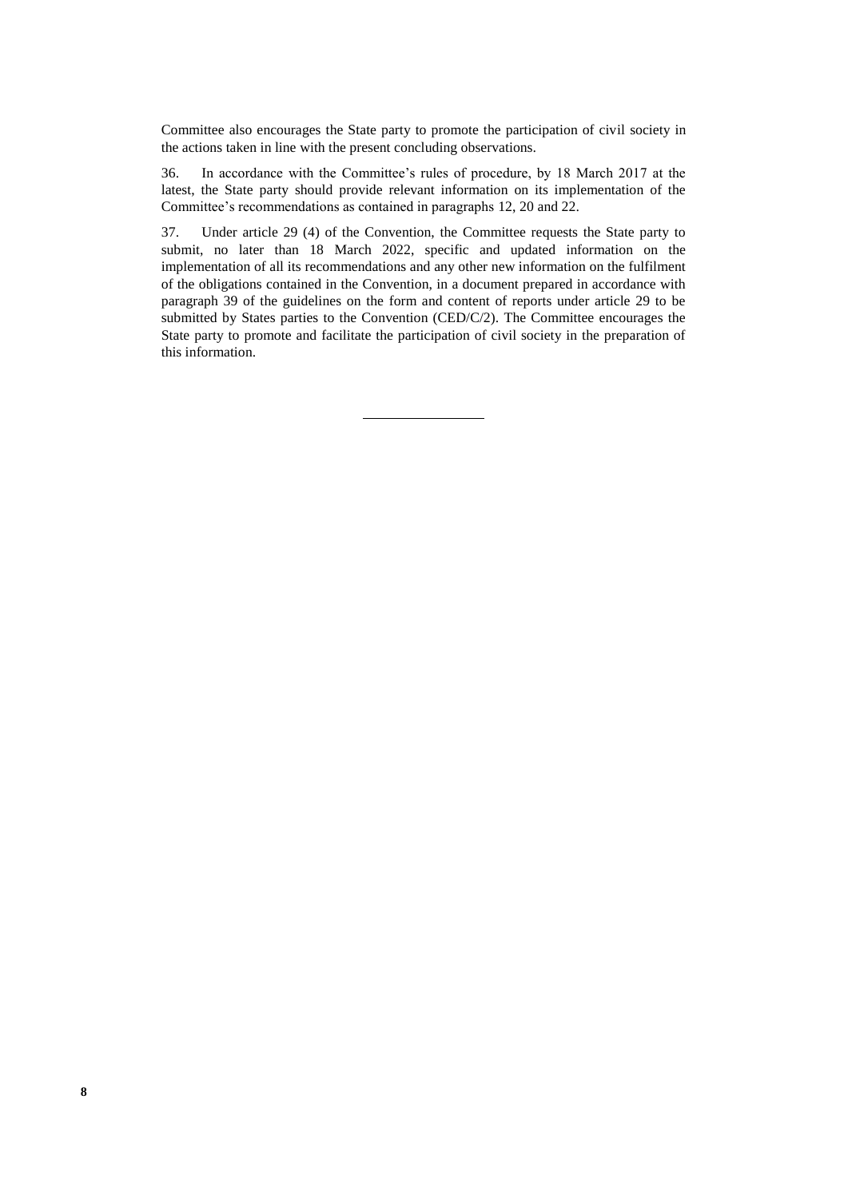Committee also encourages the State party to promote the participation of civil society in the actions taken in line with the present concluding observations.

36. In accordance with the Committee's rules of procedure, by 18 March 2017 at the latest, the State party should provide relevant information on its implementation of the Committee's recommendations as contained in paragraphs 12, 20 and 22.

37. Under article 29 (4) of the Convention, the Committee requests the State party to submit, no later than 18 March 2022, specific and updated information on the implementation of all its recommendations and any other new information on the fulfilment of the obligations contained in the Convention, in a document prepared in accordance with paragraph 39 of the guidelines on the form and content of reports under article 29 to be submitted by States parties to the Convention (CED/C/2). The Committee encourages the State party to promote and facilitate the participation of civil society in the preparation of this information.